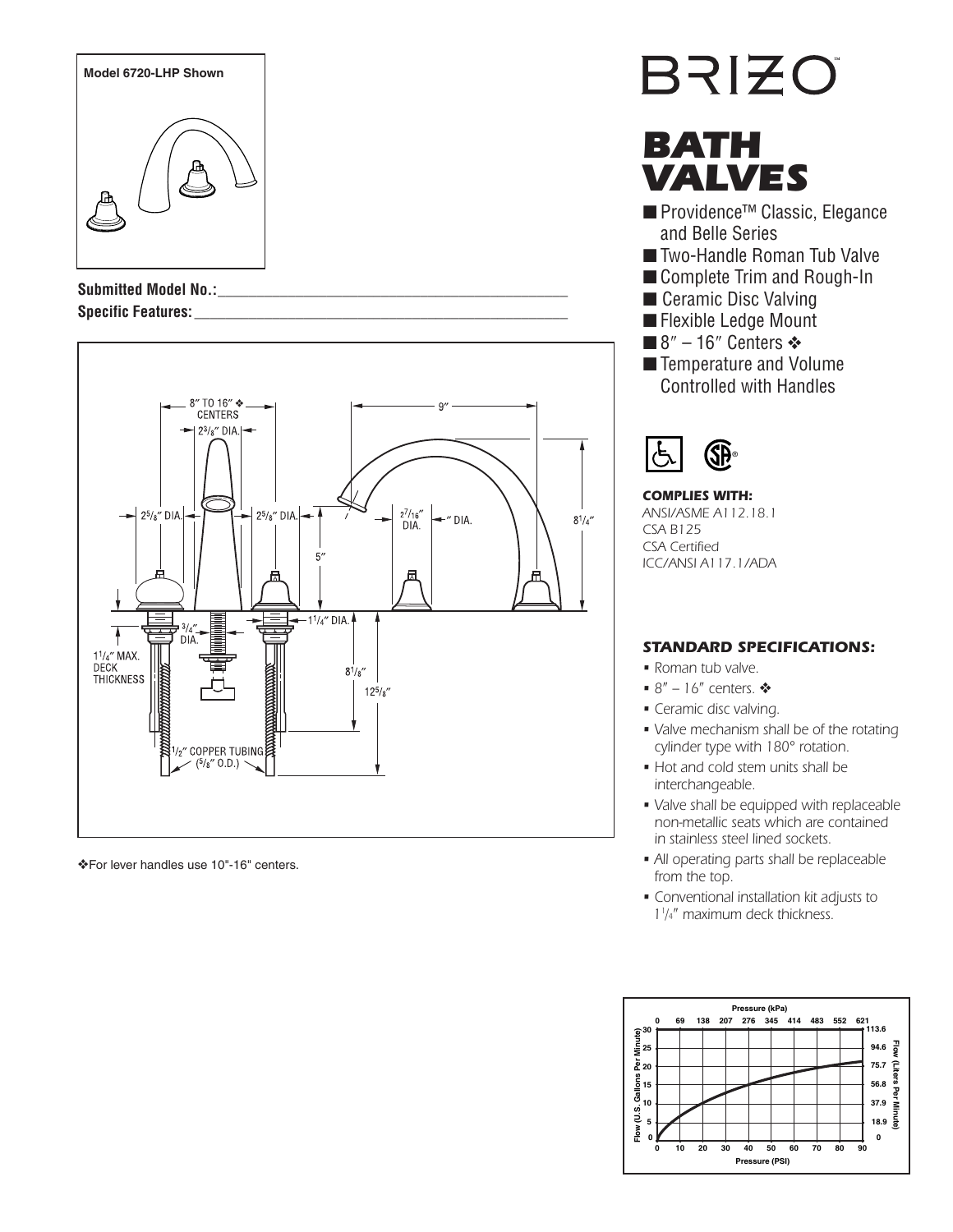Model 6720-LHP Shown

**Submitted Model No.:**\_\_\_\_\_\_\_\_\_\_\_\_\_\_\_\_\_\_\_\_\_\_\_\_\_\_\_\_\_\_\_\_\_\_\_\_\_\_\_\_

**Specific Features:**\_\_\_\_\_\_\_\_\_\_\_\_\_\_\_\_\_\_\_\_\_\_\_\_\_\_\_\_\_\_\_\_\_\_\_\_\_\_\_\_

❖For lever handles use 10"-16" centers.

# BRIZO

# BATH VALVES

- Providence™ Classic, Elegance and Belle Series
- Two-Handle Roman Tub Valve
- Complete Trim and Rough-In
- Ceramic Disc Valving
- Flexible Ledge Mount
- 8″ – 16″ Centers ❖
- Temperature and Volume Controlled with Handles

### COMPLIES WITH:

ANSI/ASME A112.18.1
CSA B125
CSA Certified
ICC/ANSI A117.1/ADA

### STANDARD SPECIFICATIONS:

- Roman tub valve.
- 8″ – 16″ centers. ❖
- Ceramic disc valving.
- Valve mechanism shall be of the rotating cylinder type with 180° rotation.
- Hot and cold stem units shall be interchangeable.
- Valve shall be equipped with replaceable non-metallic seats which are contained in stainless steel lined sockets.
- All operating parts shall be replaceable from the top.
- Conventional installation kit adjusts to 1¼″ maximum deck thickness.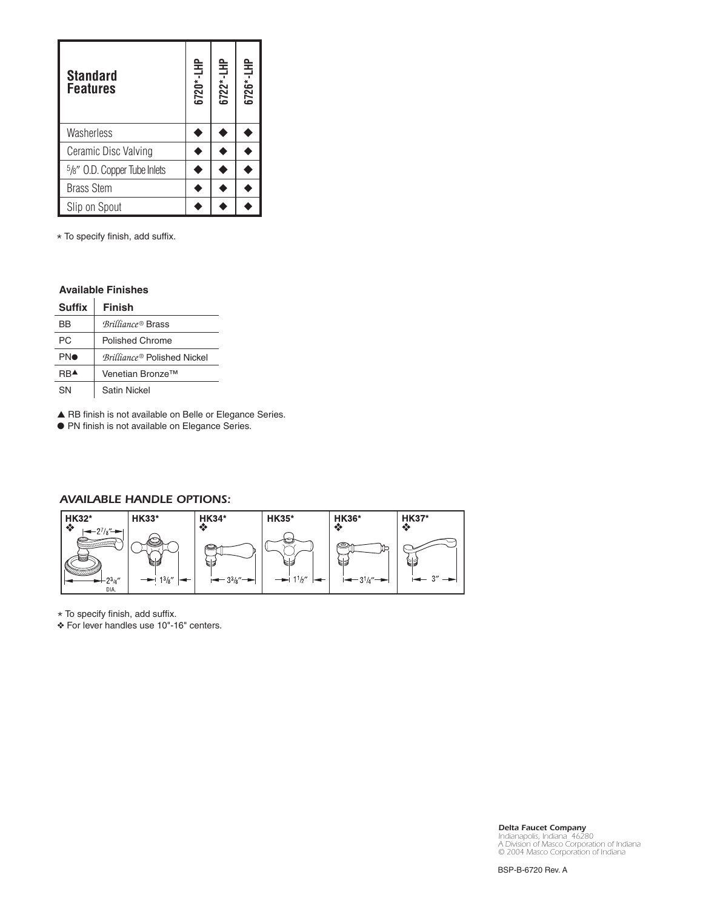| Standard Features | 6720*-LHP | 6722*-LHP | 6726*-LHP |
|---|---|---|---|
| Washerless | ◆ | ◆ | ◆ |
| Ceramic Disc Valving | ◆ | ◆ | ◆ |
| 5/8" O.D. Copper Tube Inlets | ◆ | ◆ | ◆ |
| Brass Stem | ◆ | ◆ | ◆ |
| Slip on Spout | ◆ | ◆ | ◆ |

* To specify finish, add suffix.

**Available Finishes**

| Suffix | Finish |
|---|---|
| BB | *Brilliance®* Brass |
| PC | Polished Chrome |
| PN● | *Brilliance®* Polished Nickel |
| RB▲ | Venetian Bronze™ |
| SN | Satin Nickel |

▲ RB finish is not available on Belle or Elegance Series.
● PN finish is not available on Elegance Series.

*AVAILABLE HANDLE OPTIONS:*

HK32* ❖ 2 7/8" 2 3/4" DIA.
HK33* 1 3/8"
HK34* ❖ 3 3/8"
HK35* 1 1/2"
HK36* ❖ 3 1/4"
HK37* ❖ 3"

* To specify finish, add suffix.
❖ For lever handles use 10"-16" centers.

**Delta Faucet Company**
Indianapolis, Indiana 46280
A Division of Masco Corporation of Indiana
© 2004 Masco Corporation of Indiana

BSP-B-6720 Rev. A